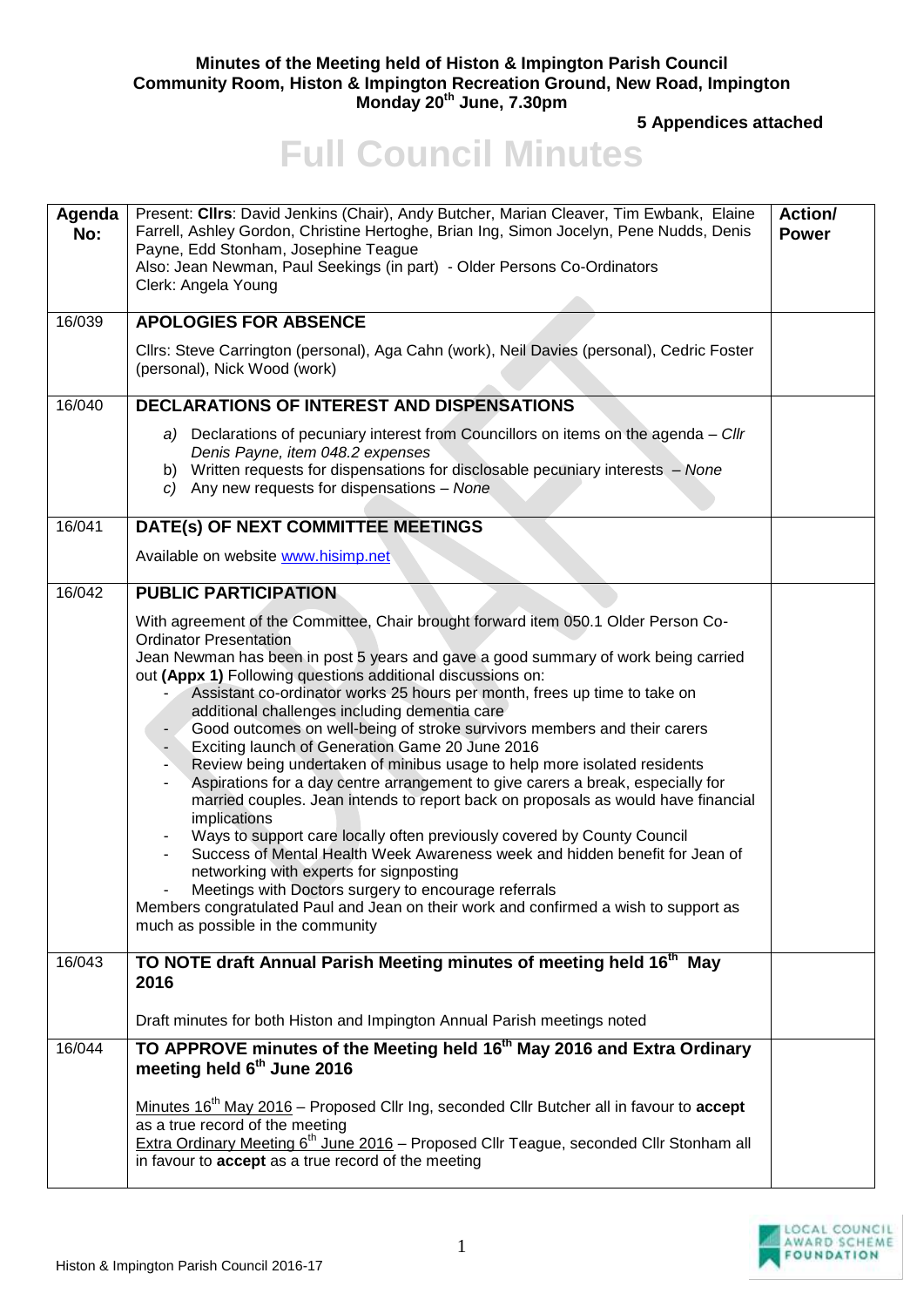**Minutes of the Meeting held of Histon & Impington Parish Council**
**Community Room, Histon & Impington Recreation Ground, New Road, Impington**
**Monday 20th June, 7.30pm**

**5 Appendices attached**

# Full Council Minutes

| Agenda No: | Present: **Cllrs**: David Jenkins (Chair), Andy Butcher, Marian Cleaver, Tim Ewbank, Elaine Farrell, Ashley Gordon, Christine Hertoghe, Brian Ing, Simon Jocelyn, Pene Nudds, Denis Payne, Edd Stonham, Josephine Teague<br>Also: Jean Newman, Paul Seekings (in part) - Older Persons Co-Ordinators<br>Clerk: Angela Young | **Action/ Power** |
|---|---|---|
| 16/039 | **APOLOGIES FOR ABSENCE**<br><br>Cllrs: Steve Carrington (personal), Aga Cahn (work), Neil Davies (personal), Cedric Foster (personal), Nick Wood (work) | |
| 16/040 | **DECLARATIONS OF INTEREST AND DISPENSATIONS**<br><br>*a)* Declarations of pecuniary interest from Councillors on items on the agenda – *Cllr Denis Payne, item 048.2 expenses*<br>b) Written requests for dispensations for disclosable pecuniary interests – *None*<br>*c)* Any new requests for dispensations – *None* | |
| 16/041 | **DATE(s) OF NEXT COMMITTEE MEETINGS**<br><br>Available on website www.hisimp.net | |
| 16/042 | **PUBLIC PARTICIPATION**<br><br>With agreement of the Committee, Chair brought forward item 050.1 Older Person Co-Ordinator Presentation<br>Jean Newman has been in post 5 years and gave a good summary of work being carried out **(Appx 1)** Following questions additional discussions on:<br>- Assistant co-ordinator works 25 hours per month, frees up time to take on additional challenges including dementia care<br>- Good outcomes on well-being of stroke survivors members and their carers<br>- Exciting launch of Generation Game 20 June 2016<br>- Review being undertaken of minibus usage to help more isolated residents<br>- Aspirations for a day centre arrangement to give carers a break, especially for married couples. Jean intends to report back on proposals as would have financial implications<br>- Ways to support care locally often previously covered by County Council<br>- Success of Mental Health Week Awareness week and hidden benefit for Jean of networking with experts for signposting<br>- Meetings with Doctors surgery to encourage referrals<br>Members congratulated Paul and Jean on their work and confirmed a wish to support as much as possible in the community | |
| 16/043 | **TO NOTE draft Annual Parish Meeting minutes of meeting held 16th May 2016**<br><br>Draft minutes for both Histon and Impington Annual Parish meetings noted | |
| 16/044 | **TO APPROVE minutes of the Meeting held 16th May 2016 and Extra Ordinary meeting held 6th June 2016**<br><br>Minutes 16th May 2016 – Proposed Cllr Ing, seconded Cllr Butcher all in favour to **accept** as a true record of the meeting<br>Extra Ordinary Meeting 6th June 2016 – Proposed Cllr Teague, seconded Cllr Stonham all in favour to **accept** as a true record of the meeting | |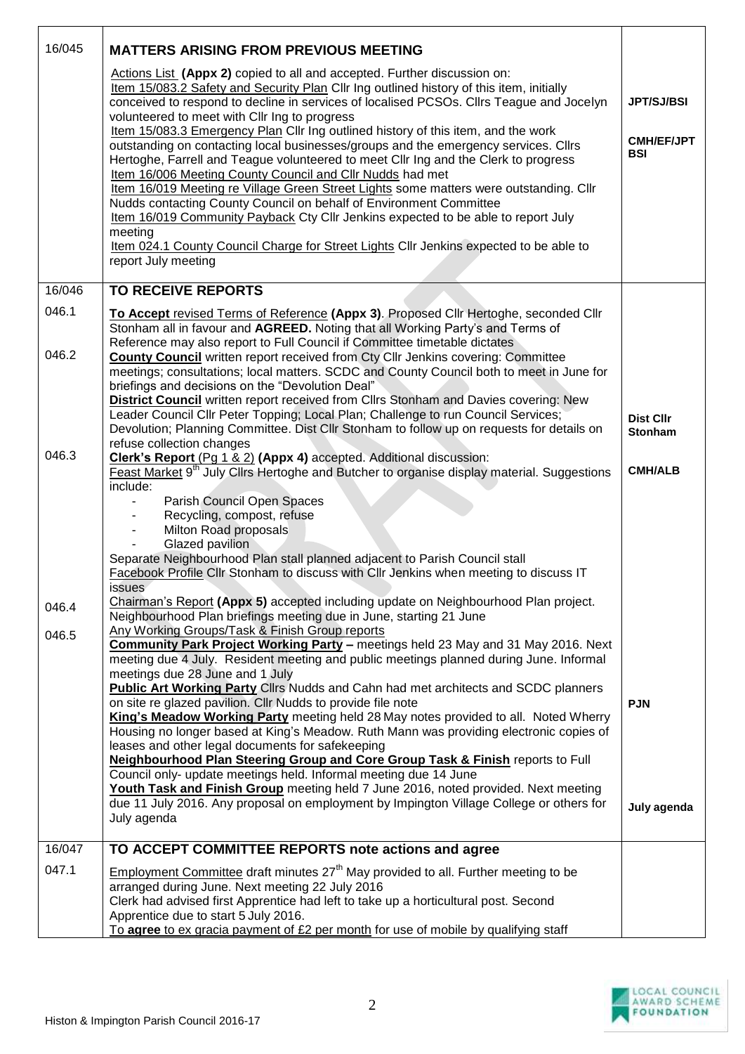| | | |
|---|---|---|
| 16/045 | **MATTERS ARISING FROM PREVIOUS MEETING** | |
| | Actions List **(Appx 2)** copied to all and accepted. Further discussion on:<br>Item 15/083.2 Safety and Security Plan Cllr Ing outlined history of this item, initially conceived to respond to decline in services of localised PCSOs. Cllrs Teague and Jocelyn volunteered to meet with Cllr Ing to progress<br>Item 15/083.3 Emergency Plan Cllr Ing outlined history of this item, and the work outstanding on contacting local businesses/groups and the emergency services. Cllrs Hertoghe, Farrell and Teague volunteered to meet Cllr Ing and the Clerk to progress<br>Item 16/006 Meeting County Council and Cllr Nudds had met<br>Item 16/019 Meeting re Village Green Street Lights some matters were outstanding. Cllr Nudds contacting County Council on behalf of Environment Committee<br>Item 16/019 Community Payback Cty Cllr Jenkins expected to be able to report July meeting<br>Item 024.1 County Council Charge for Street Lights Cllr Jenkins expected to be able to report July meeting | JPT/SJ/BSI<br><br>CMH/EF/JPT BSI |
| 16/046 | **TO RECEIVE REPORTS** | |
| 046.1 | **To Accept** revised Terms of Reference **(Appx 3)**. Proposed Cllr Hertoghe, seconded Cllr Stonham all in favour and **AGREED.** Noting that all Working Party's and Terms of Reference may also report to Full Council if Committee timetable dictates | |
| 046.2 | **County Council** written report received from Cty Cllr Jenkins covering: Committee meetings; consultations; local matters. SCDC and County Council both to meet in June for briefings and decisions on the "Devolution Deal"<br>**District Council** written report received from Cllrs Stonham and Davies covering: New Leader Council Cllr Peter Topping; Local Plan; Challenge to run Council Services; Devolution; Planning Committee. Dist Cllr Stonham to follow up on requests for details on refuse collection changes | Dist Cllr Stonham |
| 046.3 | **Clerk's Report** (Pg 1 & 2) **(Appx 4)** accepted. Additional discussion:<br>Feast Market 9th July Cllrs Hertoghe and Butcher to organise display material. Suggestions include:<br>- Parish Council Open Spaces<br>- Recycling, compost, refuse<br>- Milton Road proposals<br>- Glazed pavilion<br>Separate Neighbourhood Plan stall planned adjacent to Parish Council stall<br>Facebook Profile Cllr Stonham to discuss with Cllr Jenkins when meeting to discuss IT issues | CMH/ALB |
| 046.4 | Chairman's Report **(Appx 5)** accepted including update on Neighbourhood Plan project. Neighbourhood Plan briefings meeting due in June, starting 21 June | |
| 046.5 | Any Working Groups/Task & Finish Group reports<br>**Community Park Project Working Party –** meetings held 23 May and 31 May 2016. Next meeting due 4 July. Resident meeting and public meetings planned during June. Informal meetings due 28 June and 1 July<br>**Public Art Working Party** Cllrs Nudds and Cahn had met architects and SCDC planners on site re glazed pavilion. Cllr Nudds to provide file note<br>**King's Meadow Working Party** meeting held 28 May notes provided to all. Noted Wherry Housing no longer based at King's Meadow. Ruth Mann was providing electronic copies of leases and other legal documents for safekeeping<br>**Neighbourhood Plan Steering Group and Core Group Task & Finish** reports to Full Council only- update meetings held. Informal meeting due 14 June<br>**Youth Task and Finish Group** meeting held 7 June 2016, noted provided. Next meeting due 11 July 2016. Any proposal on employment by Impington Village College or others for July agenda | PJN<br><br><br><br>July agenda |
| 16/047 | **TO ACCEPT COMMITTEE REPORTS note actions and agree** | |
| 047.1 | Employment Committee draft minutes 27th May provided to all. Further meeting to be arranged during June. Next meeting 22 July 2016<br>Clerk had advised first Apprentice had left to take up a horticultural post. Second Apprentice due to start 5 July 2016.<br>To **agree** to ex gracia payment of £2 per month for use of mobile by qualifying staff | |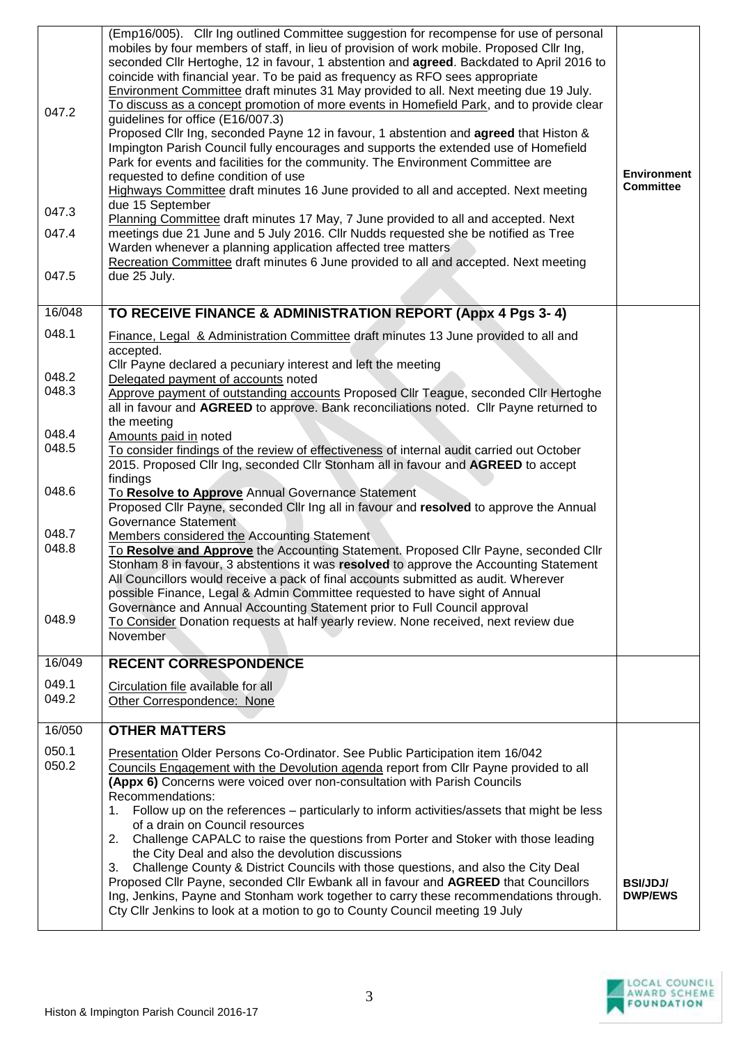| | | |
|---|---|---|
| 047.2<br><br>047.3<br>047.4<br><br>047.5 | (Emp16/005). Cllr Ing outlined Committee suggestion for recompense for use of personal mobiles by four members of staff, in lieu of provision of work mobile. Proposed Cllr Ing, seconded Cllr Hertoghe, 12 in favour, 1 abstention and **agreed**. Backdated to April 2016 to coincide with financial year. To be paid as frequency as RFO sees appropriate<br>Environment Committee draft minutes 31 May provided to all. Next meeting due 19 July. To discuss as a concept promotion of more events in Homefield Park, and to provide clear guidelines for office (E16/007.3)<br>Proposed Cllr Ing, seconded Payne 12 in favour, 1 abstention and **agreed** that Histon & Impington Parish Council fully encourages and supports the extended use of Homefield Park for events and facilities for the community. The Environment Committee are requested to define condition of use<br>Highways Committee draft minutes 16 June provided to all and accepted. Next meeting due 15 September<br>Planning Committee draft minutes 17 May, 7 June provided to all and accepted. Next meetings due 21 June and 5 July 2016. Cllr Nudds requested she be notified as Tree Warden whenever a planning application affected tree matters<br>Recreation Committee draft minutes 6 June provided to all and accepted. Next meeting due 25 July. | **Environment Committee** |
| 16/048 | **TO RECEIVE FINANCE & ADMINISTRATION REPORT (Appx 4 Pgs 3- 4)** | |
| 048.1<br><br>048.2<br>048.3<br><br>048.4<br>048.5<br><br>048.6<br><br>048.7<br>048.8<br><br><br><br>048.9 | Finance, Legal & Administration Committee draft minutes 13 June provided to all and accepted.<br>Cllr Payne declared a pecuniary interest and left the meeting<br>Delegated payment of accounts noted<br>Approve payment of outstanding accounts Proposed Cllr Teague, seconded Cllr Hertoghe all in favour and **AGREED** to approve. Bank reconciliations noted. Cllr Payne returned to the meeting<br>Amounts paid in noted<br>To consider findings of the review of effectiveness of internal audit carried out October 2015. Proposed Cllr Ing, seconded Cllr Stonham all in favour and **AGREED** to accept findings<br>To **Resolve to Approve** Annual Governance Statement<br>Proposed Cllr Payne, seconded Cllr Ing all in favour and **resolved** to approve the Annual Governance Statement<br>Members considered the Accounting Statement<br>To **Resolve and Approve** the Accounting Statement. Proposed Cllr Payne, seconded Cllr Stonham 8 in favour, 3 abstentions it was **resolved** to approve the Accounting Statement<br>All Councillors would receive a pack of final accounts submitted as audit. Wherever possible Finance, Legal & Admin Committee requested to have sight of Annual Governance and Annual Accounting Statement prior to Full Council approval<br>To Consider Donation requests at half yearly review. None received, next review due November | |
| 16/049 | **RECENT CORRESPONDENCE** | |
| 049.1<br>049.2 | Circulation file available for all<br>Other Correspondence: None | |
| 16/050 | **OTHER MATTERS** | |
| 050.1<br>050.2 | Presentation Older Persons Co-Ordinator. See Public Participation item 16/042<br>Councils Engagement with the Devolution agenda report from Cllr Payne provided to all **(Appx 6)** Concerns were voiced over non-consultation with Parish Councils<br>Recommendations:<br>1. Follow up on the references – particularly to inform activities/assets that might be less of a drain on Council resources<br>2. Challenge CAPALC to raise the questions from Porter and Stoker with those leading the City Deal and also the devolution discussions<br>3. Challenge County & District Councils with those questions, and also the City Deal<br>Proposed Cllr Payne, seconded Cllr Ewbank all in favour and **AGREED** that Councillors Ing, Jenkins, Payne and Stonham work together to carry these recommendations through. Cty Cllr Jenkins to look at a motion to go to County Council meeting 19 July | **BSI/JDJ/ DWP/EWS** |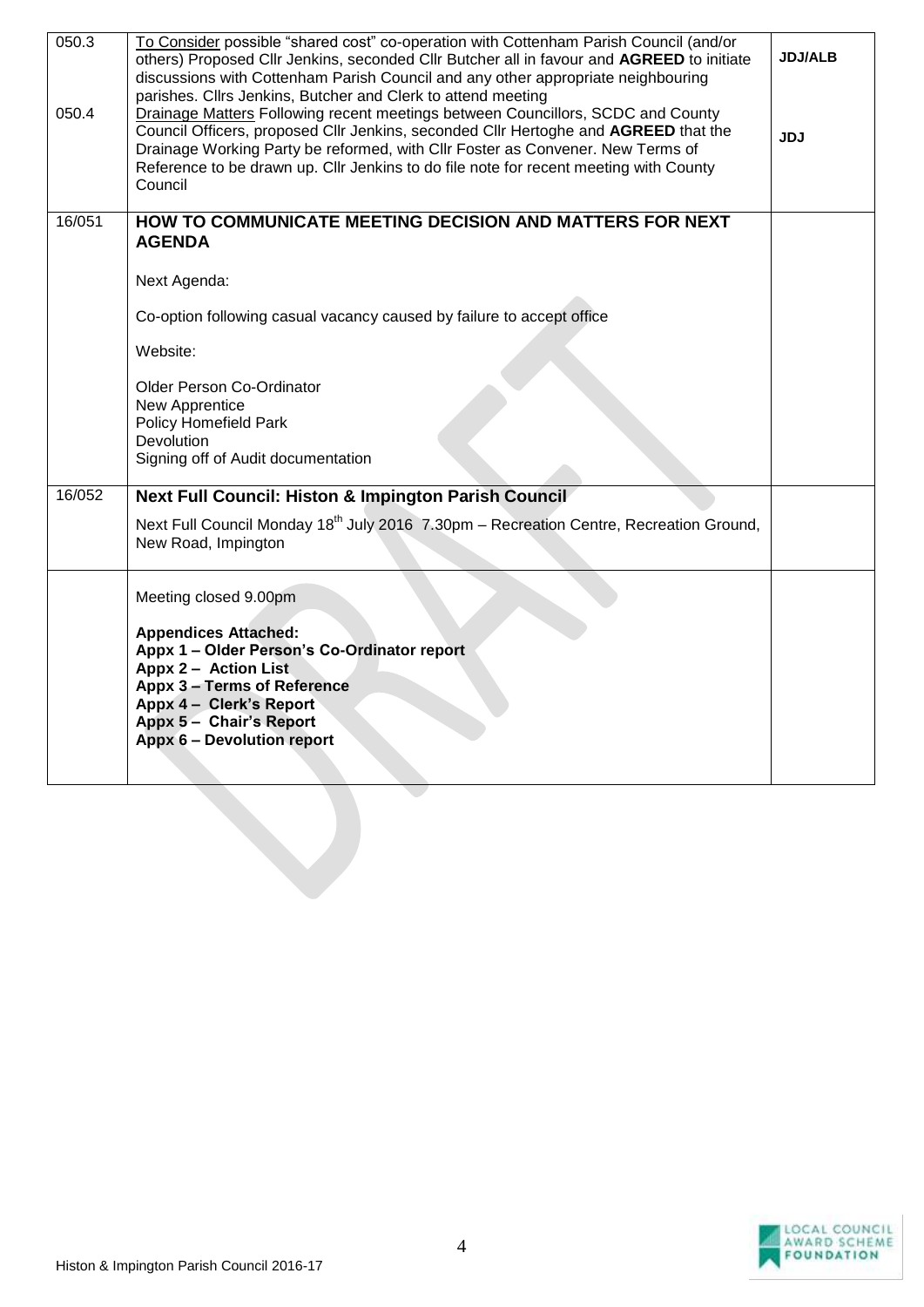| | | |
|---|---|---|
| 050.3 | To Consider possible "shared cost" co-operation with Cottenham Parish Council (and/or others) Proposed Cllr Jenkins, seconded Cllr Butcher all in favour and **AGREED** to initiate discussions with Cottenham Parish Council and any other appropriate neighbouring parishes. Cllrs Jenkins, Butcher and Clerk to attend meeting | **JDJ/ALB** |
| 050.4 | Drainage Matters Following recent meetings between Councillors, SCDC and County Council Officers, proposed Cllr Jenkins, seconded Cllr Hertoghe and **AGREED** that the Drainage Working Party be reformed, with Cllr Foster as Convener. New Terms of Reference to be drawn up. Cllr Jenkins to do file note for recent meeting with County Council | **JDJ** |
| 16/051 | **HOW TO COMMUNICATE MEETING DECISION AND MATTERS FOR NEXT AGENDA**<br><br>Next Agenda:<br><br>Co-option following casual vacancy caused by failure to accept office<br><br>Website:<br><br>Older Person Co-Ordinator<br>New Apprentice<br>Policy Homefield Park<br>Devolution<br>Signing off of Audit documentation | |
| 16/052 | **Next Full Council: Histon & Impington Parish Council**<br><br>Next Full Council Monday 18th July 2016 7.30pm – Recreation Centre, Recreation Ground, New Road, Impington | |
| | Meeting closed 9.00pm<br><br>**Appendices Attached:**<br>**Appx 1 – Older Person's Co-Ordinator report**<br>**Appx 2 – Action List**<br>**Appx 3 – Terms of Reference**<br>**Appx 4 – Clerk's Report**<br>**Appx 5 – Chair's Report**<br>**Appx 6 – Devolution report** | |